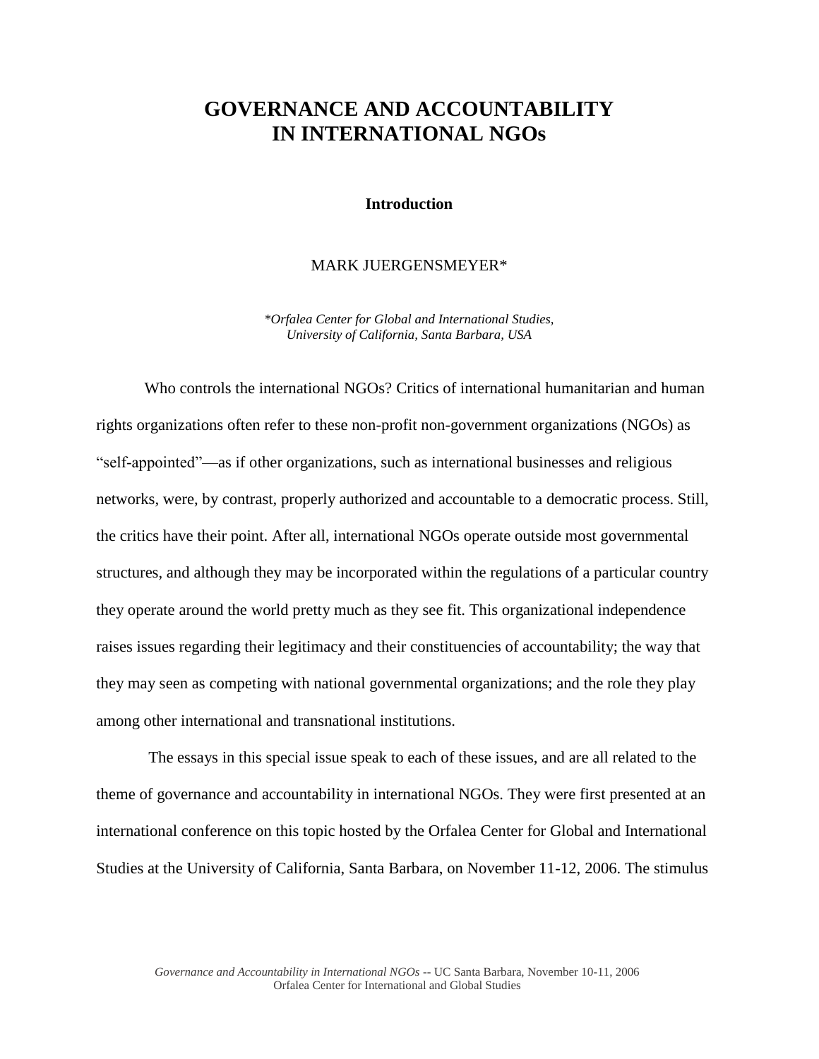# GOVERNANCE AND ACCOUNTABILITY IN INTERNATIONAL NGOs

## Introduction

MARK JUERGENSMEYER*

*\*Orfalea Center for Global and International Studies, University of California, Santa Barbara, USA*

Who controls the international NGOs? Critics of international humanitarian and human rights organizations often refer to these non-profit non-government organizations (NGOs) as "self-appointed"—as if other organizations, such as international businesses and religious networks, were, by contrast, properly authorized and accountable to a democratic process. Still, the critics have their point. After all, international NGOs operate outside most governmental structures, and although they may be incorporated within the regulations of a particular country they operate around the world pretty much as they see fit. This organizational independence raises issues regarding their legitimacy and their constituencies of accountability; the way that they may seen as competing with national governmental organizations; and the role they play among other international and transnational institutions.

The essays in this special issue speak to each of these issues, and are all related to the theme of governance and accountability in international NGOs. They were first presented at an international conference on this topic hosted by the Orfalea Center for Global and International Studies at the University of California, Santa Barbara, on November 11-12, 2006. The stimulus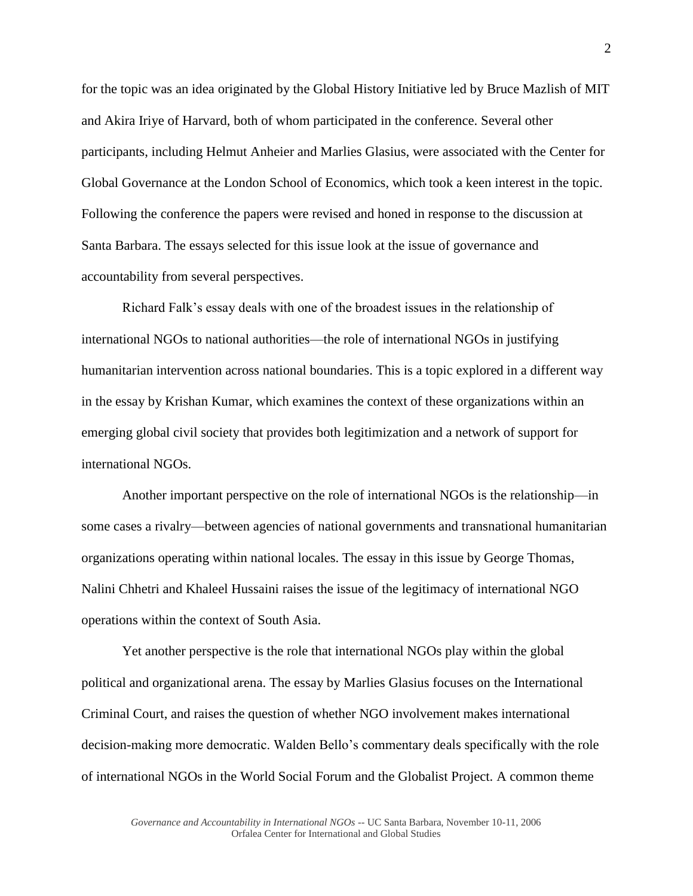for the topic was an idea originated by the Global History Initiative led by Bruce Mazlish of MIT and Akira Iriye of Harvard, both of whom participated in the conference. Several other participants, including Helmut Anheier and Marlies Glasius, were associated with the Center for Global Governance at the London School of Economics, which took a keen interest in the topic. Following the conference the papers were revised and honed in response to the discussion at Santa Barbara. The essays selected for this issue look at the issue of governance and accountability from several perspectives.

Richard Falk's essay deals with one of the broadest issues in the relationship of international NGOs to national authorities—the role of international NGOs in justifying humanitarian intervention across national boundaries. This is a topic explored in a different way in the essay by Krishan Kumar, which examines the context of these organizations within an emerging global civil society that provides both legitimization and a network of support for international NGOs.

Another important perspective on the role of international NGOs is the relationship—in some cases a rivalry—between agencies of national governments and transnational humanitarian organizations operating within national locales. The essay in this issue by George Thomas, Nalini Chhetri and Khaleel Hussaini raises the issue of the legitimacy of international NGO operations within the context of South Asia.

Yet another perspective is the role that international NGOs play within the global political and organizational arena. The essay by Marlies Glasius focuses on the International Criminal Court, and raises the question of whether NGO involvement makes international decision-making more democratic. Walden Bello's commentary deals specifically with the role of international NGOs in the World Social Forum and the Globalist Project. A common theme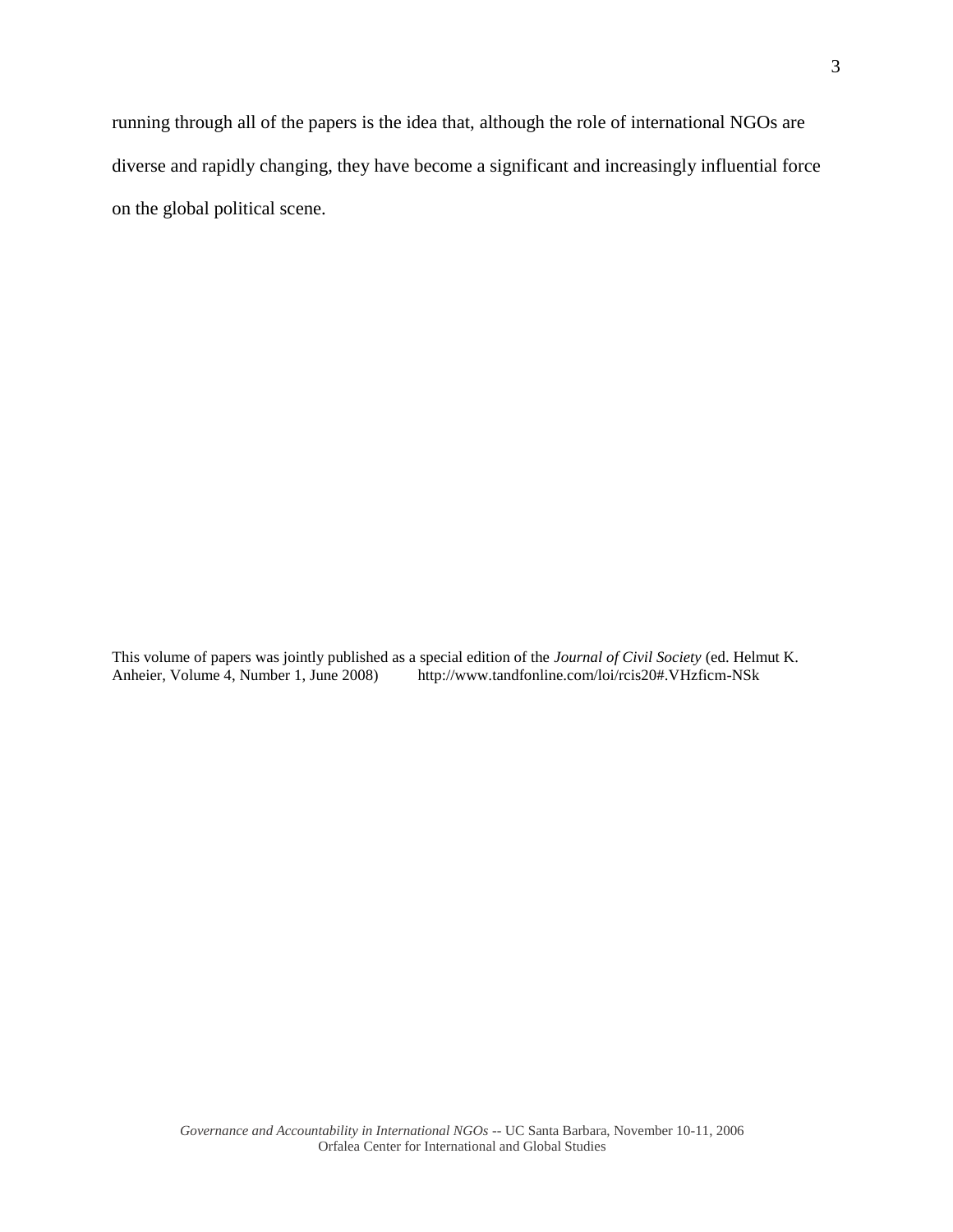running through all of the papers is the idea that, although the role of international NGOs are diverse and rapidly changing, they have become a significant and increasingly influential force on the global political scene.

This volume of papers was jointly published as a special edition of the *Journal of Civil Society* (ed. Helmut K. Anheier, Volume 4, Number 1, June 2008) http://www.tandfonline.com/loi/rcis20#.VHzficm-NSk